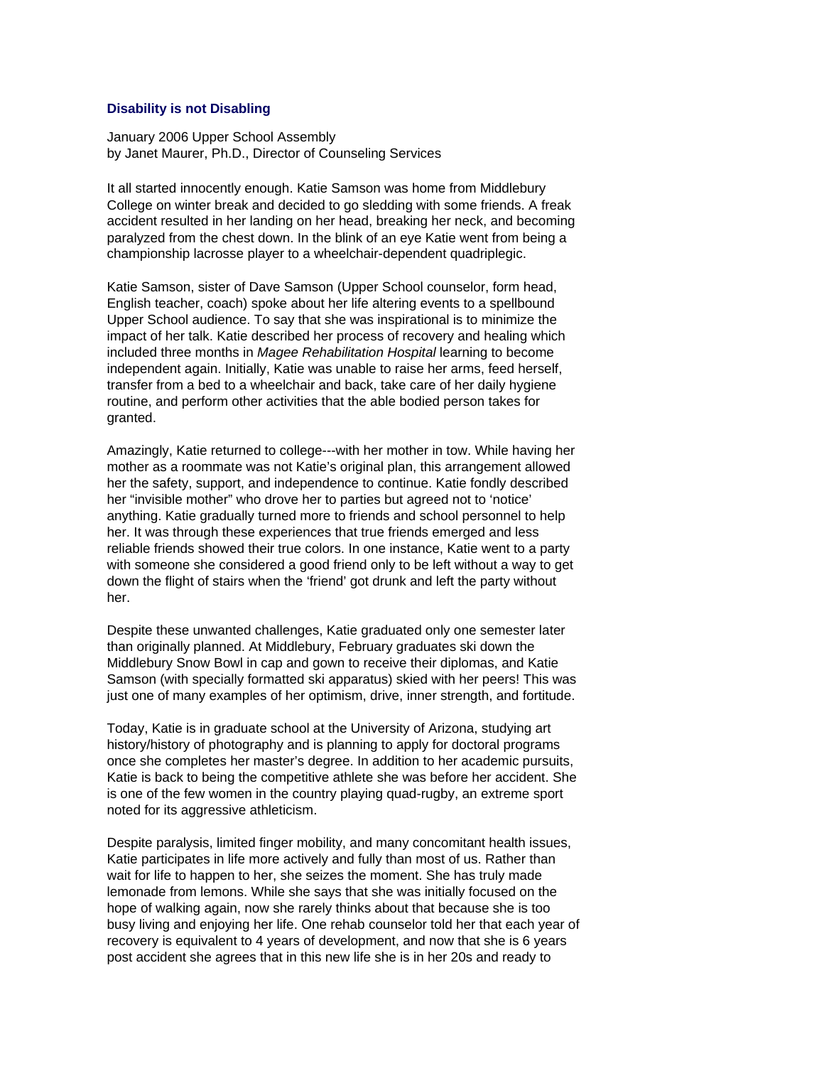# Disability is not Disabling

January 2006 Upper School Assembly
by Janet Maurer, Ph.D., Director of Counseling Services

It all started innocently enough. Katie Samson was home from Middlebury College on winter break and decided to go sledding with some friends. A freak accident resulted in her landing on her head, breaking her neck, and becoming paralyzed from the chest down. In the blink of an eye Katie went from being a championship lacrosse player to a wheelchair-dependent quadriplegic.

Katie Samson, sister of Dave Samson (Upper School counselor, form head, English teacher, coach) spoke about her life altering events to a spellbound Upper School audience. To say that she was inspirational is to minimize the impact of her talk. Katie described her process of recovery and healing which included three months in *Magee Rehabilitation Hospital* learning to become independent again. Initially, Katie was unable to raise her arms, feed herself, transfer from a bed to a wheelchair and back, take care of her daily hygiene routine, and perform other activities that the able bodied person takes for granted.

Amazingly, Katie returned to college---with her mother in tow. While having her mother as a roommate was not Katie's original plan, this arrangement allowed her the safety, support, and independence to continue. Katie fondly described her "invisible mother" who drove her to parties but agreed not to 'notice' anything. Katie gradually turned more to friends and school personnel to help her. It was through these experiences that true friends emerged and less reliable friends showed their true colors. In one instance, Katie went to a party with someone she considered a good friend only to be left without a way to get down the flight of stairs when the 'friend' got drunk and left the party without her.

Despite these unwanted challenges, Katie graduated only one semester later than originally planned. At Middlebury, February graduates ski down the Middlebury Snow Bowl in cap and gown to receive their diplomas, and Katie Samson (with specially formatted ski apparatus) skied with her peers! This was just one of many examples of her optimism, drive, inner strength, and fortitude.

Today, Katie is in graduate school at the University of Arizona, studying art history/history of photography and is planning to apply for doctoral programs once she completes her master's degree. In addition to her academic pursuits, Katie is back to being the competitive athlete she was before her accident. She is one of the few women in the country playing quad-rugby, an extreme sport noted for its aggressive athleticism.

Despite paralysis, limited finger mobility, and many concomitant health issues, Katie participates in life more actively and fully than most of us. Rather than wait for life to happen to her, she seizes the moment. She has truly made lemonade from lemons. While she says that she was initially focused on the hope of walking again, now she rarely thinks about that because she is too busy living and enjoying her life. One rehab counselor told her that each year of recovery is equivalent to 4 years of development, and now that she is 6 years post accident she agrees that in this new life she is in her 20s and ready to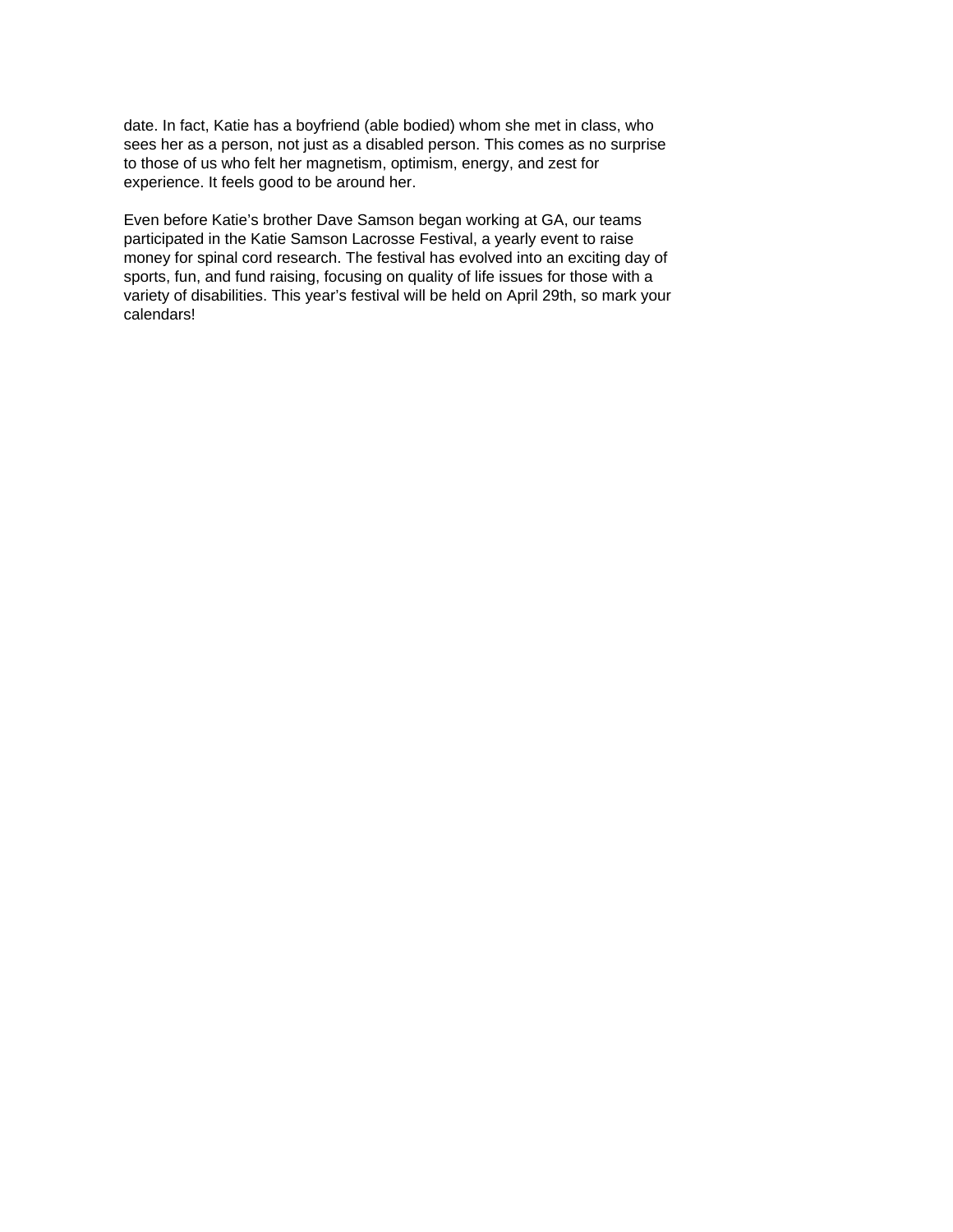date. In fact, Katie has a boyfriend (able bodied) whom she met in class, who sees her as a person, not just as a disabled person. This comes as no surprise to those of us who felt her magnetism, optimism, energy, and zest for experience. It feels good to be around her.

Even before Katie's brother Dave Samson began working at GA, our teams participated in the Katie Samson Lacrosse Festival, a yearly event to raise money for spinal cord research. The festival has evolved into an exciting day of sports, fun, and fund raising, focusing on quality of life issues for those with a variety of disabilities. This year's festival will be held on April 29th, so mark your calendars!